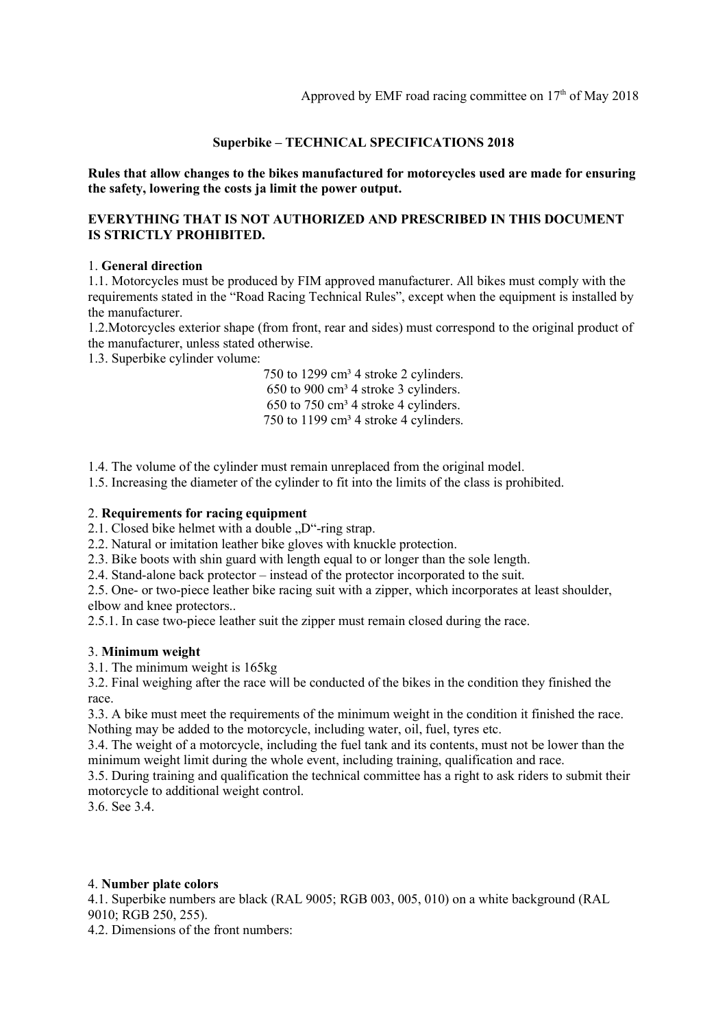Approved by EMF road racing committee on 17th of May 2018

## Superbike – TECHNICAL SPECIFICATIONS 2018

**Rules that allow changes to the bikes manufactured for motorcycles used are made for ensuring the safety, lowering the costs ja limit the power output.**

**EVERYTHING THAT IS NOT AUTHORIZED AND PRESCRIBED IN THIS DOCUMENT IS STRICTLY PROHIBITED.**

1. **General direction**

1.1. Motorcycles must be produced by FIM approved manufacturer. All bikes must comply with the requirements stated in the "Road Racing Technical Rules", except when the equipment is installed by the manufacturer.

1.2.Motorcycles exterior shape (from front, rear and sides) must correspond to the original product of the manufacturer, unless stated otherwise.

1.3. Superbike cylinder volume:

750 to 1299 cm³ 4 stroke 2 cylinders.
650 to 900 cm³ 4 stroke 3 cylinders.
650 to 750 cm³ 4 stroke 4 cylinders.
750 to 1199 cm³ 4 stroke 4 cylinders.

1.4. The volume of the cylinder must remain unreplaced from the original model.

1.5. Increasing the diameter of the cylinder to fit into the limits of the class is prohibited.

2. **Requirements for racing equipment**

2.1. Closed bike helmet with a double „D"-ring strap.

2.2. Natural or imitation leather bike gloves with knuckle protection.

2.3. Bike boots with shin guard with length equal to or longer than the sole length.

2.4. Stand-alone back protector – instead of the protector incorporated to the suit.

2.5. One- or two-piece leather bike racing suit with a zipper, which incorporates at least shoulder, elbow and knee protectors..

2.5.1. In case two-piece leather suit the zipper must remain closed during the race.

3. **Minimum weight**

3.1. The minimum weight is 165kg

3.2. Final weighing after the race will be conducted of the bikes in the condition they finished the race.

3.3. A bike must meet the requirements of the minimum weight in the condition it finished the race. Nothing may be added to the motorcycle, including water, oil, fuel, tyres etc.

3.4. The weight of a motorcycle, including the fuel tank and its contents, must not be lower than the minimum weight limit during the whole event, including training, qualification and race.

3.5. During training and qualification the technical committee has a right to ask riders to submit their motorcycle to additional weight control.

3.6. See 3.4.

4. **Number plate colors**

4.1. Superbike numbers are black (RAL 9005; RGB 003, 005, 010) on a white background (RAL 9010; RGB 250, 255).

4.2. Dimensions of the front numbers: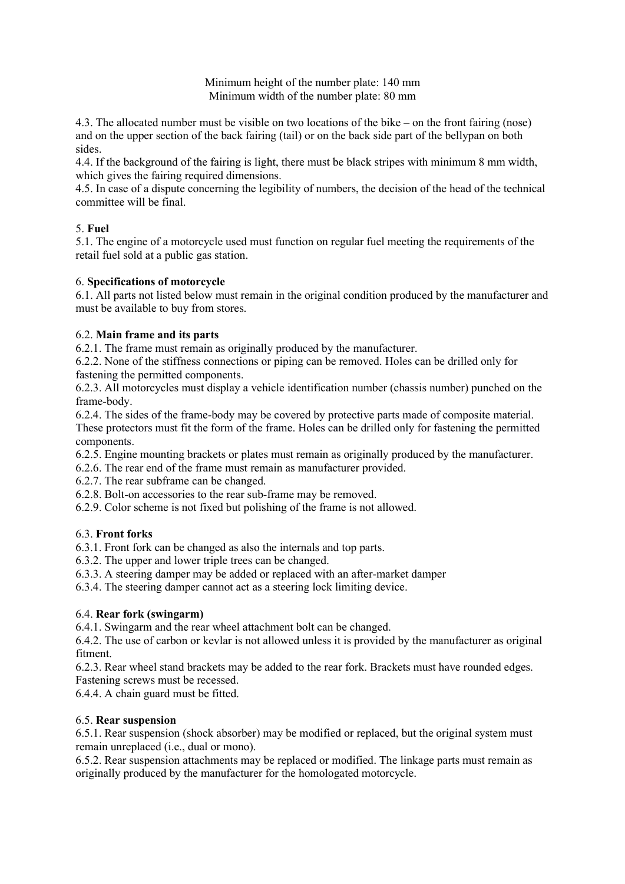Minimum height of the number plate: 140 mm
Minimum width of the number plate: 80 mm

4.3. The allocated number must be visible on two locations of the bike – on the front fairing (nose) and on the upper section of the back fairing (tail) or on the back side part of the bellypan on both sides.
4.4. If the background of the fairing is light, there must be black stripes with minimum 8 mm width, which gives the fairing required dimensions.
4.5. In case of a dispute concerning the legibility of numbers, the decision of the head of the technical committee will be final.

5. **Fuel**
5.1. The engine of a motorcycle used must function on regular fuel meeting the requirements of the retail fuel sold at a public gas station.

6. **Specifications of motorcycle**
6.1. All parts not listed below must remain in the original condition produced by the manufacturer and must be available to buy from stores.

6.2. **Main frame and its parts**
6.2.1. The frame must remain as originally produced by the manufacturer.
6.2.2. None of the stiffness connections or piping can be removed. Holes can be drilled only for fastening the permitted components.
6.2.3. All motorcycles must display a vehicle identification number (chassis number) punched on the frame-body.
6.2.4. The sides of the frame-body may be covered by protective parts made of composite material. These protectors must fit the form of the frame. Holes can be drilled only for fastening the permitted components.
6.2.5. Engine mounting brackets or plates must remain as originally produced by the manufacturer.
6.2.6. The rear end of the frame must remain as manufacturer provided.
6.2.7. The rear subframe can be changed.
6.2.8. Bolt-on accessories to the rear sub-frame may be removed.
6.2.9. Color scheme is not fixed but polishing of the frame is not allowed.

6.3. **Front forks**
6.3.1. Front fork can be changed as also the internals and top parts.
6.3.2. The upper and lower triple trees can be changed.
6.3.3. A steering damper may be added or replaced with an after-market damper
6.3.4. The steering damper cannot act as a steering lock limiting device.

6.4. **Rear fork (swingarm)**
6.4.1. Swingarm and the rear wheel attachment bolt can be changed.
6.4.2. The use of carbon or kevlar is not allowed unless it is provided by the manufacturer as original fitment.
6.2.3. Rear wheel stand brackets may be added to the rear fork. Brackets must have rounded edges. Fastening screws must be recessed.
6.4.4. A chain guard must be fitted.

6.5. **Rear suspension**
6.5.1. Rear suspension (shock absorber) may be modified or replaced, but the original system must remain unreplaced (i.e., dual or mono).
6.5.2. Rear suspension attachments may be replaced or modified. The linkage parts must remain as originally produced by the manufacturer for the homologated motorcycle.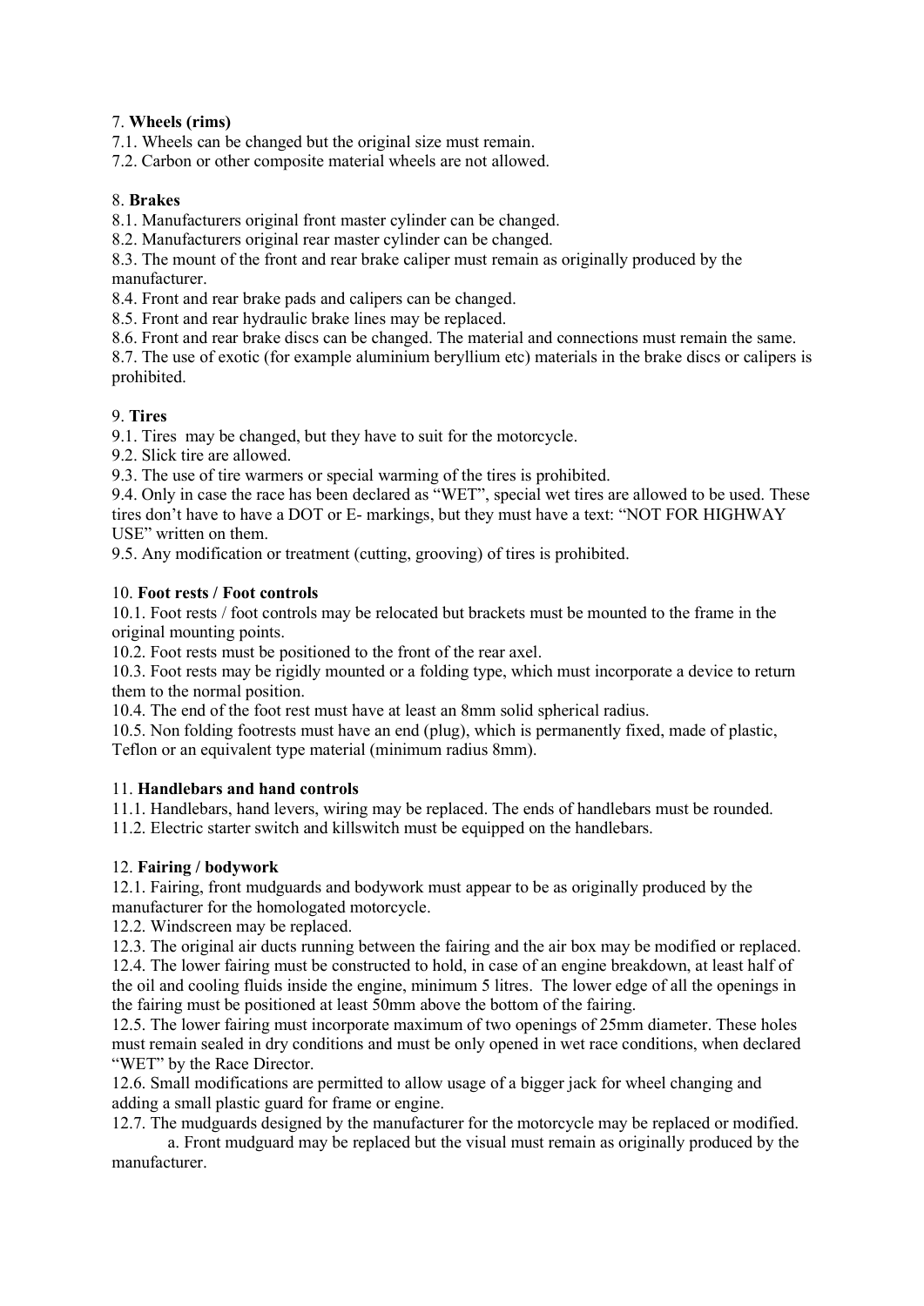7. **Wheels (rims)**

7.1. Wheels can be changed but the original size must remain.

7.2. Carbon or other composite material wheels are not allowed.

8. **Brakes**

8.1. Manufacturers original front master cylinder can be changed.

8.2. Manufacturers original rear master cylinder can be changed.

8.3. The mount of the front and rear brake caliper must remain as originally produced by the manufacturer.

8.4. Front and rear brake pads and calipers can be changed.

8.5. Front and rear hydraulic brake lines may be replaced.

8.6. Front and rear brake discs can be changed. The material and connections must remain the same.

8.7. The use of exotic (for example aluminium beryllium etc) materials in the brake discs or calipers is prohibited.

9. **Tires**

9.1. Tires may be changed, but they have to suit for the motorcycle.

9.2. Slick tire are allowed.

9.3. The use of tire warmers or special warming of the tires is prohibited.

9.4. Only in case the race has been declared as "WET", special wet tires are allowed to be used. These tires don't have to have a DOT or E- markings, but they must have a text: "NOT FOR HIGHWAY USE" written on them.

9.5. Any modification or treatment (cutting, grooving) of tires is prohibited.

10. **Foot rests / Foot controls**

10.1. Foot rests / foot controls may be relocated but brackets must be mounted to the frame in the original mounting points.

10.2. Foot rests must be positioned to the front of the rear axel.

10.3. Foot rests may be rigidly mounted or a folding type, which must incorporate a device to return them to the normal position.

10.4. The end of the foot rest must have at least an 8mm solid spherical radius.

10.5. Non folding footrests must have an end (plug), which is permanently fixed, made of plastic, Teflon or an equivalent type material (minimum radius 8mm).

11. **Handlebars and hand controls**

11.1. Handlebars, hand levers, wiring may be replaced. The ends of handlebars must be rounded.

11.2. Electric starter switch and killswitch must be equipped on the handlebars.

12. **Fairing / bodywork**

12.1. Fairing, front mudguards and bodywork must appear to be as originally produced by the manufacturer for the homologated motorcycle.

12.2. Windscreen may be replaced.

12.3. The original air ducts running between the fairing and the air box may be modified or replaced.

12.4. The lower fairing must be constructed to hold, in case of an engine breakdown, at least half of the oil and cooling fluids inside the engine, minimum 5 litres. The lower edge of all the openings in the fairing must be positioned at least 50mm above the bottom of the fairing.

12.5. The lower fairing must incorporate maximum of two openings of 25mm diameter. These holes must remain sealed in dry conditions and must be only opened in wet race conditions, when declared "WET" by the Race Director.

12.6. Small modifications are permitted to allow usage of a bigger jack for wheel changing and adding a small plastic guard for frame or engine.

12.7. The mudguards designed by the manufacturer for the motorcycle may be replaced or modified.

  a. Front mudguard may be replaced but the visual must remain as originally produced by the manufacturer.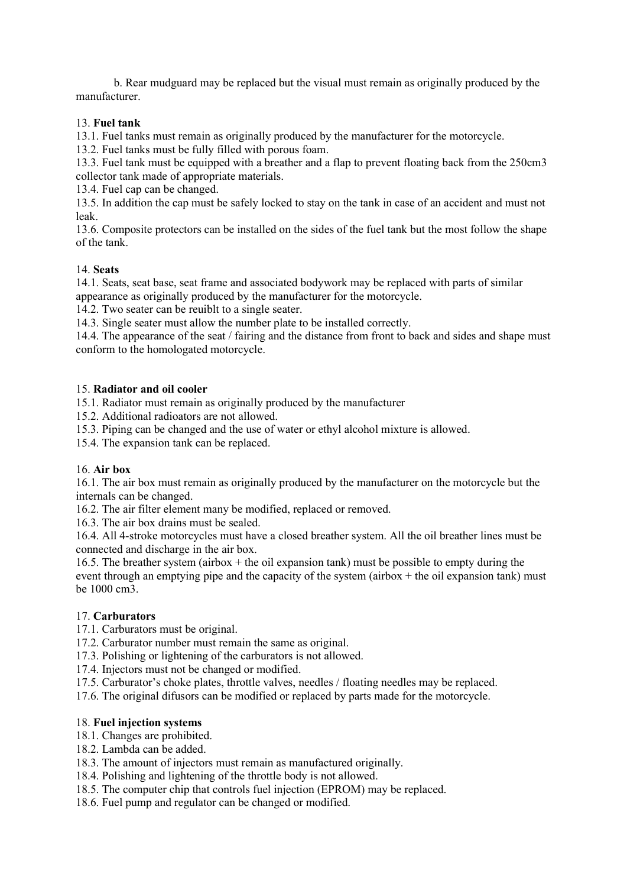b. Rear mudguard may be replaced but the visual must remain as originally produced by the manufacturer.

13. **Fuel tank**

13.1. Fuel tanks must remain as originally produced by the manufacturer for the motorcycle.
13.2. Fuel tanks must be fully filled with porous foam.
13.3. Fuel tank must be equipped with a breather and a flap to prevent floating back from the 250cm3 collector tank made of appropriate materials.
13.4. Fuel cap can be changed.
13.5. In addition the cap must be safely locked to stay on the tank in case of an accident and must not leak.
13.6. Composite protectors can be installed on the sides of the fuel tank but the most follow the shape of the tank.

14. **Seats**

14.1. Seats, seat base, seat frame and associated bodywork may be replaced with parts of similar appearance as originally produced by the manufacturer for the motorcycle.
14.2. Two seater can be reuiblt to a single seater.
14.3. Single seater must allow the number plate to be installed correctly.
14.4. The appearance of the seat / fairing and the distance from front to back and sides and shape must conform to the homologated motorcycle.

15. **Radiator and oil cooler**

15.1. Radiator must remain as originally produced by the manufacturer
15.2. Additional radioators are not allowed.
15.3. Piping can be changed and the use of water or ethyl alcohol mixture is allowed.
15.4. The expansion tank can be replaced.

16. **Air box**

16.1. The air box must remain as originally produced by the manufacturer on the motorcycle but the internals can be changed.
16.2. The air filter element many be modified, replaced or removed.
16.3. The air box drains must be sealed.
16.4. All 4-stroke motorcycles must have a closed breather system. All the oil breather lines must be connected and discharge in the air box.
16.5. The breather system (airbox + the oil expansion tank) must be possible to empty during the event through an emptying pipe and the capacity of the system (airbox + the oil expansion tank) must be 1000 cm3.

17. **Carburators**

17.1. Carburators must be original.
17.2. Carburator number must remain the same as original.
17.3. Polishing or lightening of the carburators is not allowed.
17.4. Injectors must not be changed or modified.
17.5. Carburator's choke plates, throttle valves, needles / floating needles may be replaced.
17.6. The original difusors can be modified or replaced by parts made for the motorcycle.

18. **Fuel injection systems**

18.1. Changes are prohibited.
18.2. Lambda can be added.
18.3. The amount of injectors must remain as manufactured originally.
18.4. Polishing and lightening of the throttle body is not allowed.
18.5. The computer chip that controls fuel injection (EPROM) may be replaced.
18.6. Fuel pump and regulator can be changed or modified.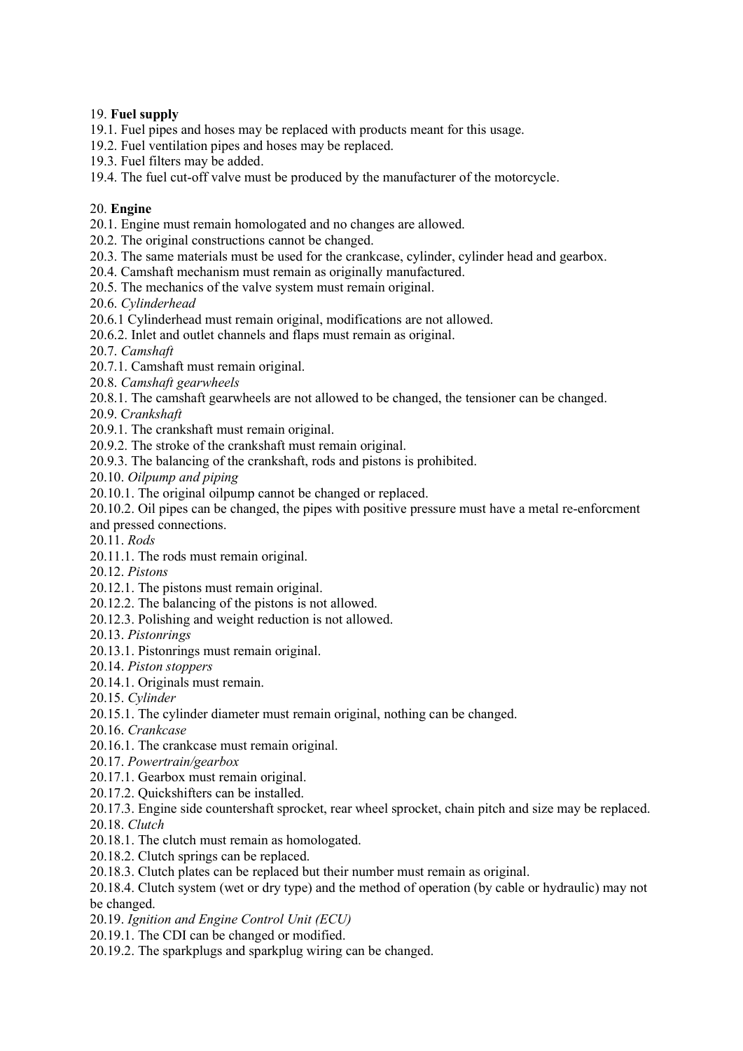19. **Fuel supply**

19.1. Fuel pipes and hoses may be replaced with products meant for this usage.
19.2. Fuel ventilation pipes and hoses may be replaced.
19.3. Fuel filters may be added.
19.4. The fuel cut-off valve must be produced by the manufacturer of the motorcycle.

20. **Engine**

20.1. Engine must remain homologated and no changes are allowed.
20.2. The original constructions cannot be changed.
20.3. The same materials must be used for the crankcase, cylinder, cylinder head and gearbox.
20.4. Camshaft mechanism must remain as originally manufactured.
20.5. The mechanics of the valve system must remain original.
20.6. *Cylinderhead*
20.6.1 Cylinderhead must remain original, modifications are not allowed.
20.6.2. Inlet and outlet channels and flaps must remain as original.
20.7. *Camshaft*
20.7.1. Camshaft must remain original.
20.8. *Camshaft gearwheels*
20.8.1. The camshaft gearwheels are not allowed to be changed, the tensioner can be changed.
20.9. C*rankshaft*
20.9.1. The crankshaft must remain original.
20.9.2. The stroke of the crankshaft must remain original.
20.9.3. The balancing of the crankshaft, rods and pistons is prohibited.
20.10. *Oilpump and piping*
20.10.1. The original oilpump cannot be changed or replaced.
20.10.2. Oil pipes can be changed, the pipes with positive pressure must have a metal re-enforcment and pressed connections.
20.11. *Rods*
20.11.1. The rods must remain original.
20.12. *Pistons*
20.12.1. The pistons must remain original.
20.12.2. The balancing of the pistons is not allowed.
20.12.3. Polishing and weight reduction is not allowed.
20.13. *Pistonrings*
20.13.1. Pistonrings must remain original.
20.14. *Piston stoppers*
20.14.1. Originals must remain.
20.15. *Cylinder*
20.15.1. The cylinder diameter must remain original, nothing can be changed.
20.16. *Crankcase*
20.16.1. The crankcase must remain original.
20.17. *Powertrain/gearbox*
20.17.1. Gearbox must remain original.
20.17.2. Quickshifters can be installed.
20.17.3. Engine side countershaft sprocket, rear wheel sprocket, chain pitch and size may be replaced.
20.18. *Clutch*
20.18.1. The clutch must remain as homologated.
20.18.2. Clutch springs can be replaced.
20.18.3. Clutch plates can be replaced but their number must remain as original.
20.18.4. Clutch system (wet or dry type) and the method of operation (by cable or hydraulic) may not be changed.
20.19. *Ignition and Engine Control Unit (ECU)*
20.19.1. The CDI can be changed or modified.
20.19.2. The sparkplugs and sparkplug wiring can be changed.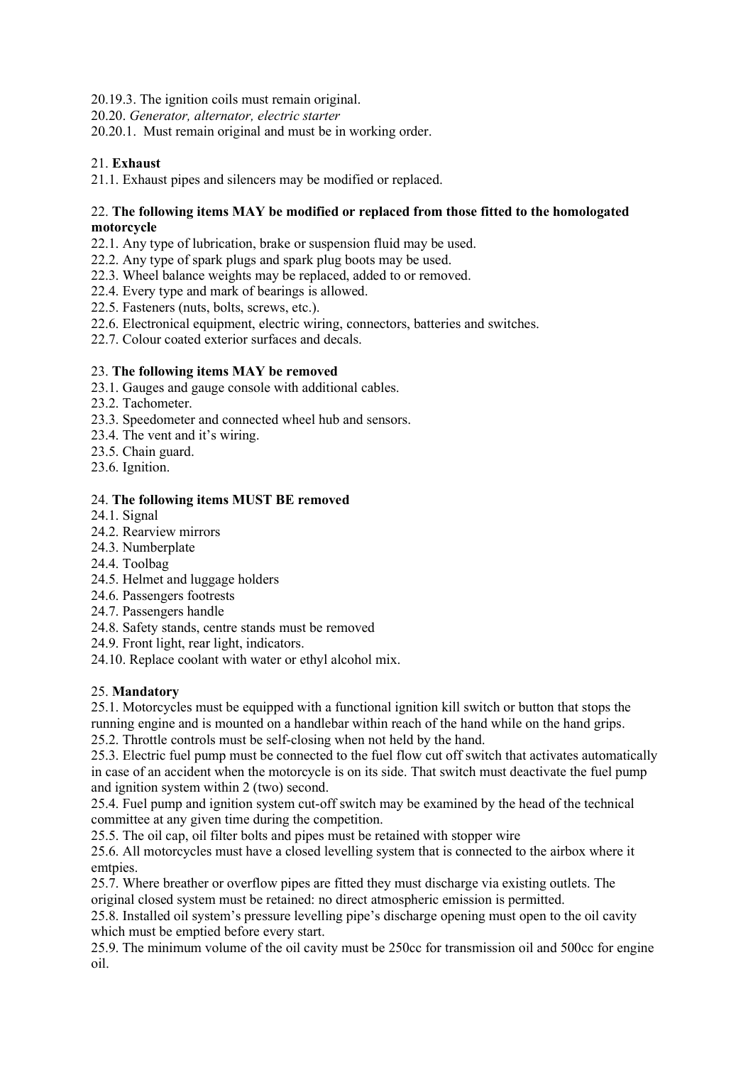20.19.3. The ignition coils must remain original.

20.20. *Generator, alternator, electric starter*

20.20.1. Must remain original and must be in working order.

21. **Exhaust**

21.1. Exhaust pipes and silencers may be modified or replaced.

22. **The following items MAY be modified or replaced from those fitted to the homologated motorcycle**

22.1. Any type of lubrication, brake or suspension fluid may be used.

22.2. Any type of spark plugs and spark plug boots may be used.

22.3. Wheel balance weights may be replaced, added to or removed.

22.4. Every type and mark of bearings is allowed.

22.5. Fasteners (nuts, bolts, screws, etc.).

22.6. Electronical equipment, electric wiring, connectors, batteries and switches.

22.7. Colour coated exterior surfaces and decals.

23. **The following items MAY be removed**

23.1. Gauges and gauge console with additional cables.

23.2. Tachometer.

23.3. Speedometer and connected wheel hub and sensors.

23.4. The vent and it's wiring.

23.5. Chain guard.

23.6. Ignition.

24. **The following items MUST BE removed**

24.1. Signal

24.2. Rearview mirrors

24.3. Numberplate

24.4. Toolbag

24.5. Helmet and luggage holders

24.6. Passengers footrests

24.7. Passengers handle

24.8. Safety stands, centre stands must be removed

24.9. Front light, rear light, indicators.

24.10. Replace coolant with water or ethyl alcohol mix.

25. **Mandatory**

25.1. Motorcycles must be equipped with a functional ignition kill switch or button that stops the running engine and is mounted on a handlebar within reach of the hand while on the hand grips.

25.2. Throttle controls must be self-closing when not held by the hand.

25.3. Electric fuel pump must be connected to the fuel flow cut off switch that activates automatically in case of an accident when the motorcycle is on its side. That switch must deactivate the fuel pump and ignition system within 2 (two) second.

25.4. Fuel pump and ignition system cut-off switch may be examined by the head of the technical committee at any given time during the competition.

25.5. The oil cap, oil filter bolts and pipes must be retained with stopper wire

25.6. All motorcycles must have a closed levelling system that is connected to the airbox where it emtpies.

25.7. Where breather or overflow pipes are fitted they must discharge via existing outlets. The original closed system must be retained: no direct atmospheric emission is permitted.

25.8. Installed oil system's pressure levelling pipe's discharge opening must open to the oil cavity which must be emptied before every start.

25.9. The minimum volume of the oil cavity must be 250cc for transmission oil and 500cc for engine oil.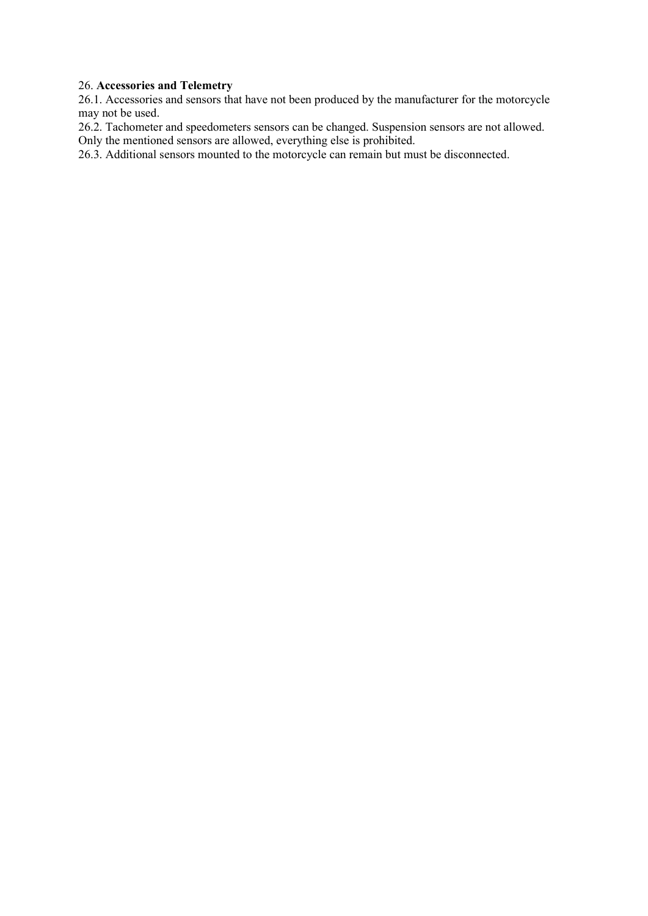26. **Accessories and Telemetry**

26.1. Accessories and sensors that have not been produced by the manufacturer for the motorcycle may not be used.

26.2. Tachometer and speedometers sensors can be changed. Suspension sensors are not allowed. Only the mentioned sensors are allowed, everything else is prohibited.

26.3. Additional sensors mounted to the motorcycle can remain but must be disconnected.